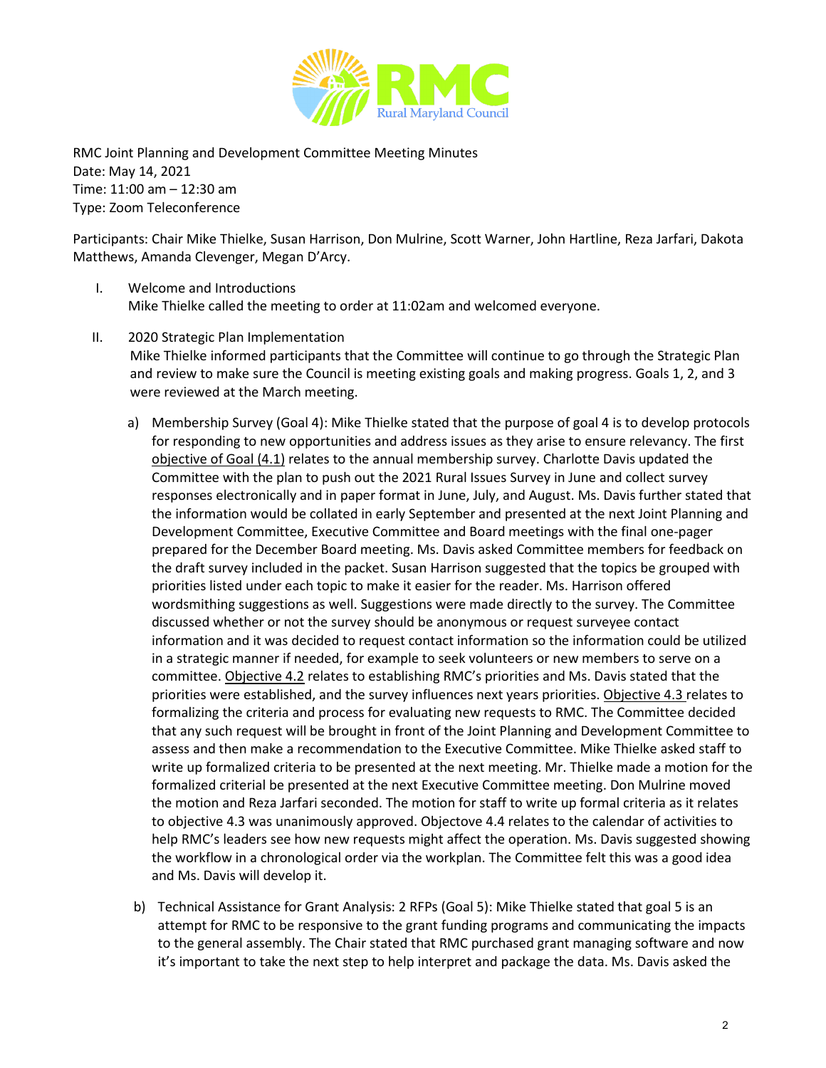RMC Joint Planning and Development Committee Meeting Minutes
Date: May 14, 2021
Time: 11:00 am – 12:30 am
Type: Zoom Teleconference

Participants: Chair Mike Thielke, Susan Harrison, Don Mulrine, Scott Warner, John Hartline, Reza Jarfari, Dakota Matthews, Amanda Clevenger, Megan D'Arcy.

I. Welcome and Introductions
Mike Thielke called the meeting to order at 11:02am and welcomed everyone.

II. 2020 Strategic Plan Implementation
Mike Thielke informed participants that the Committee will continue to go through the Strategic Plan and review to make sure the Council is meeting existing goals and making progress. Goals 1, 2, and 3 were reviewed at the March meeting.

a) Membership Survey (Goal 4): Mike Thielke stated that the purpose of goal 4 is to develop protocols for responding to new opportunities and address issues as they arise to ensure relevancy. The first objective of Goal (4.1) relates to the annual membership survey. Charlotte Davis updated the Committee with the plan to push out the 2021 Rural Issues Survey in June and collect survey responses electronically and in paper format in June, July, and August. Ms. Davis further stated that the information would be collated in early September and presented at the next Joint Planning and Development Committee, Executive Committee and Board meetings with the final one-pager prepared for the December Board meeting. Ms. Davis asked Committee members for feedback on the draft survey included in the packet. Susan Harrison suggested that the topics be grouped with priorities listed under each topic to make it easier for the reader. Ms. Harrison offered wordsmithing suggestions as well. Suggestions were made directly to the survey. The Committee discussed whether or not the survey should be anonymous or request surveyee contact information and it was decided to request contact information so the information could be utilized in a strategic manner if needed, for example to seek volunteers or new members to serve on a committee. Objective 4.2 relates to establishing RMC's priorities and Ms. Davis stated that the priorities were established, and the survey influences next years priorities. Objective 4.3 relates to formalizing the criteria and process for evaluating new requests to RMC. The Committee decided that any such request will be brought in front of the Joint Planning and Development Committee to assess and then make a recommendation to the Executive Committee. Mike Thielke asked staff to write up formalized criteria to be presented at the next meeting. Mr. Thielke made a motion for the formalized criterial be presented at the next Executive Committee meeting. Don Mulrine moved the motion and Reza Jarfari seconded. The motion for staff to write up formal criteria as it relates to objective 4.3 was unanimously approved. Objectove 4.4 relates to the calendar of activities to help RMC's leaders see how new requests might affect the operation. Ms. Davis suggested showing the workflow in a chronological order via the workplan. The Committee felt this was a good idea and Ms. Davis will develop it.

b) Technical Assistance for Grant Analysis: 2 RFPs (Goal 5): Mike Thielke stated that goal 5 is an attempt for RMC to be responsive to the grant funding programs and communicating the impacts to the general assembly. The Chair stated that RMC purchased grant managing software and now it's important to take the next step to help interpret and package the data. Ms. Davis asked the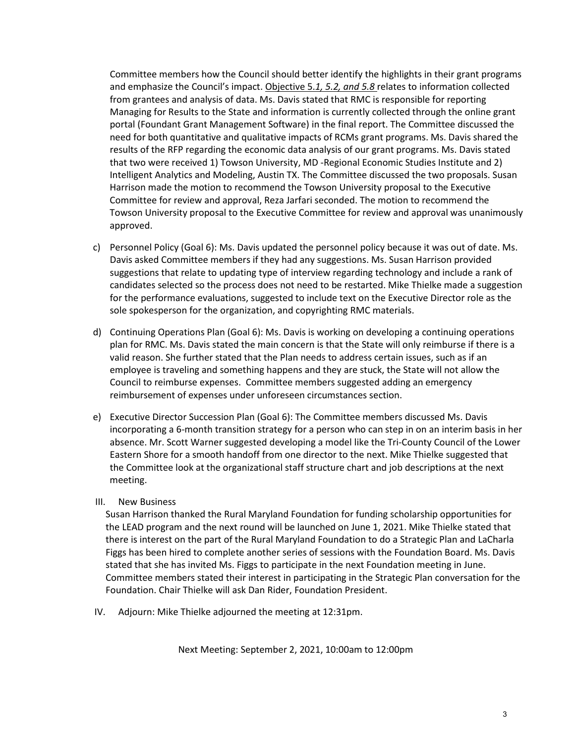Committee members how the Council should better identify the highlights in their grant programs and emphasize the Council's impact. Objective 5*.1, 5.2, and 5.8* relates to information collected from grantees and analysis of data. Ms. Davis stated that RMC is responsible for reporting Managing for Results to the State and information is currently collected through the online grant portal (Foundant Grant Management Software) in the final report. The Committee discussed the need for both quantitative and qualitative impacts of RCMs grant programs. Ms. Davis shared the results of the RFP regarding the economic data analysis of our grant programs. Ms. Davis stated that two were received 1) Towson University, MD -Regional Economic Studies Institute and 2) Intelligent Analytics and Modeling, Austin TX. The Committee discussed the two proposals. Susan Harrison made the motion to recommend the Towson University proposal to the Executive Committee for review and approval, Reza Jarfari seconded. The motion to recommend the Towson University proposal to the Executive Committee for review and approval was unanimously approved.

c) Personnel Policy (Goal 6): Ms. Davis updated the personnel policy because it was out of date. Ms. Davis asked Committee members if they had any suggestions. Ms. Susan Harrison provided suggestions that relate to updating type of interview regarding technology and include a rank of candidates selected so the process does not need to be restarted. Mike Thielke made a suggestion for the performance evaluations, suggested to include text on the Executive Director role as the sole spokesperson for the organization, and copyrighting RMC materials.

d) Continuing Operations Plan (Goal 6): Ms. Davis is working on developing a continuing operations plan for RMC. Ms. Davis stated the main concern is that the State will only reimburse if there is a valid reason. She further stated that the Plan needs to address certain issues, such as if an employee is traveling and something happens and they are stuck, the State will not allow the Council to reimburse expenses. Committee members suggested adding an emergency reimbursement of expenses under unforeseen circumstances section.

e) Executive Director Succession Plan (Goal 6): The Committee members discussed Ms. Davis incorporating a 6-month transition strategy for a person who can step in on an interim basis in her absence. Mr. Scott Warner suggested developing a model like the Tri-County Council of the Lower Eastern Shore for a smooth handoff from one director to the next. Mike Thielke suggested that the Committee look at the organizational staff structure chart and job descriptions at the next meeting.

III. New Business

Susan Harrison thanked the Rural Maryland Foundation for funding scholarship opportunities for the LEAD program and the next round will be launched on June 1, 2021. Mike Thielke stated that there is interest on the part of the Rural Maryland Foundation to do a Strategic Plan and LaCharla Figgs has been hired to complete another series of sessions with the Foundation Board. Ms. Davis stated that she has invited Ms. Figgs to participate in the next Foundation meeting in June. Committee members stated their interest in participating in the Strategic Plan conversation for the Foundation. Chair Thielke will ask Dan Rider, Foundation President.

IV. Adjourn: Mike Thielke adjourned the meeting at 12:31pm.

Next Meeting: September 2, 2021, 10:00am to 12:00pm